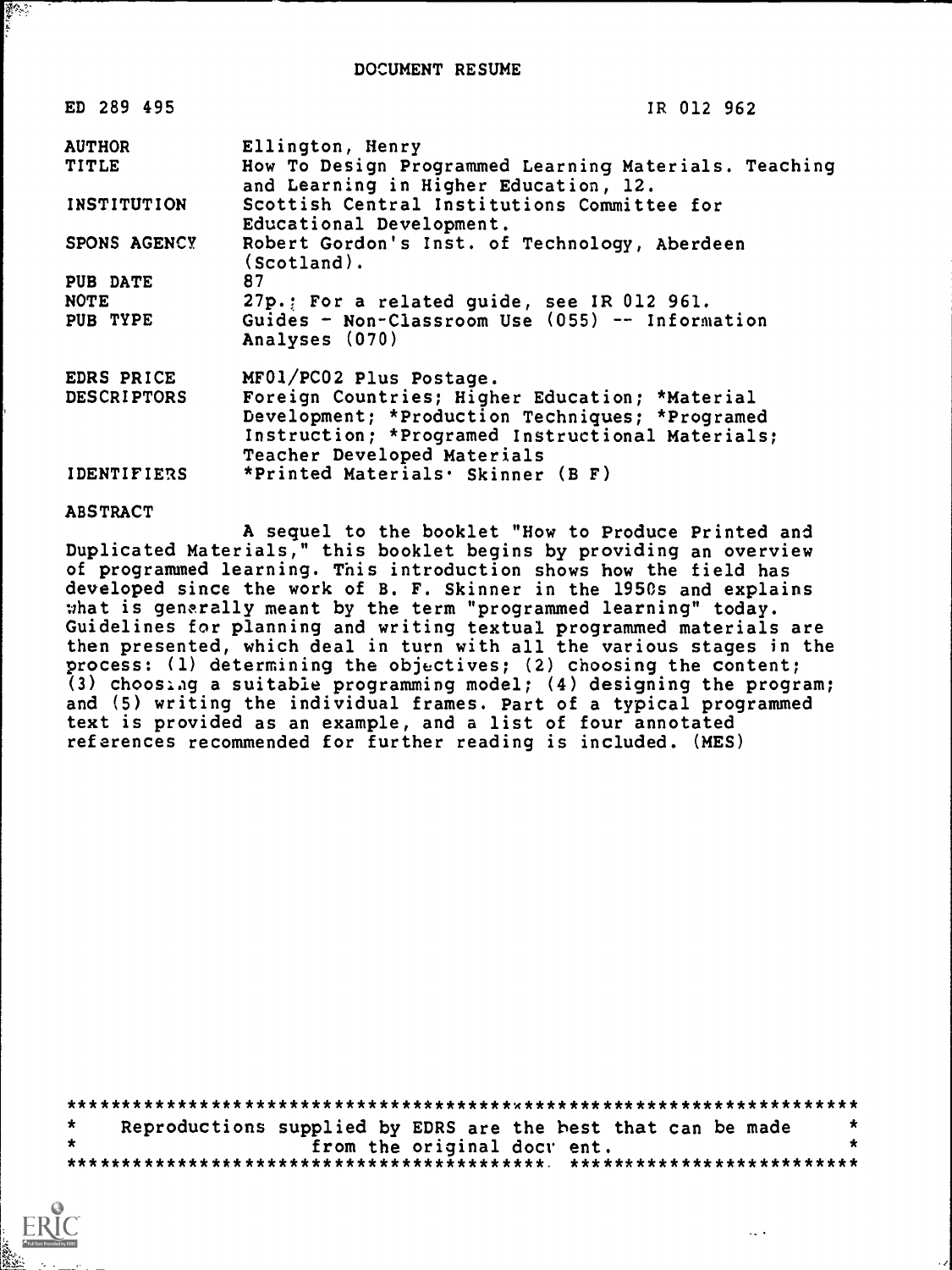DOCUMENT RESUME

ED 289 495 IR 012 962

| | |
|---|---|
| AUTHOR | Ellington, Henry |
| TITLE | How To Design Programmed Learning Materials. Teaching and Learning in Higher Education, 12. |
| INSTITUTION | Scottish Central Institutions Committee for Educational Development. |
| SPONS AGENCY | Robert Gordon's Inst. of Technology, Aberdeen (Scotland). |
| PUB DATE | 87 |
| NOTE | 27p.; For a related guide, see IR 012 961. |
| PUB TYPE | Guides - Non-Classroom Use (055) -- Information Analyses (070) |
| EDRS PRICE | MF01/PC02 Plus Postage. |
| DESCRIPTORS | Foreign Countries; Higher Education; *Material Development; *Production Techniques; *Programed Instruction; *Programed Instructional Materials; Teacher Developed Materials |
| IDENTIFIERS | *Printed Materials; Skinner (B F) |

ABSTRACT

A sequel to the booklet "How to Produce Printed and Duplicated Materials," this booklet begins by providing an overview of programmed learning. This introduction shows how the field has developed since the work of B. F. Skinner in the 1950s and explains what is generally meant by the term "programmed learning" today. Guidelines for planning and writing textual programmed materials are then presented, which deal in turn with all the various stages in the process: (1) determining the objectives; (2) choosing the content; (3) choosing a suitable programming model; (4) designing the program; and (5) writing the individual frames. Part of a typical programmed text is provided as an example, and a list of four annotated references recommended for further reading is included. (MES)

***********************************************************************
* Reproductions supplied by EDRS are the best that can be made *
* from the original document. *
***********************************************************************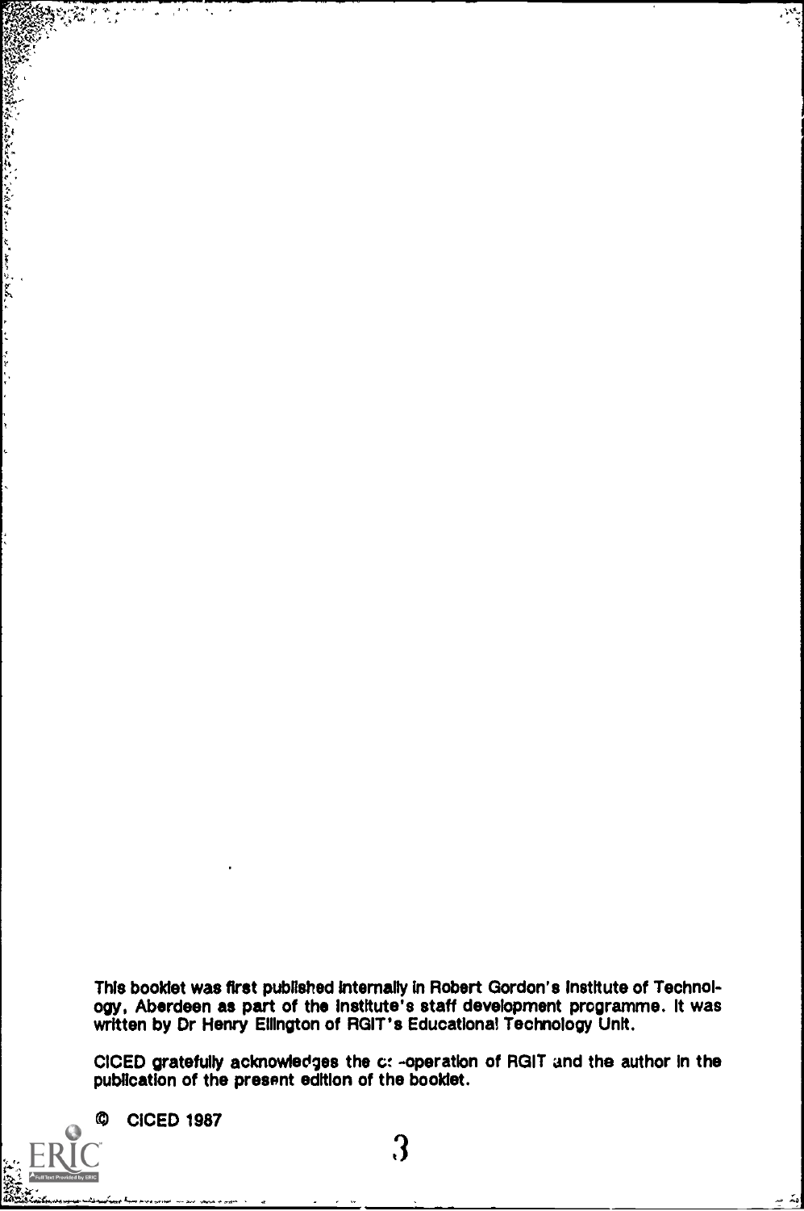This booklet was first published internally in Robert Gordon's Institute of Technology, Aberdeen as part of the Institute's staff development programme. It was written by Dr Henry Ellington of RGIT's Educational Technology Unit.

CICED gratefully acknowledges the co-operation of RGIT and the author in the publication of the present edition of the booklet.

© CICED 1987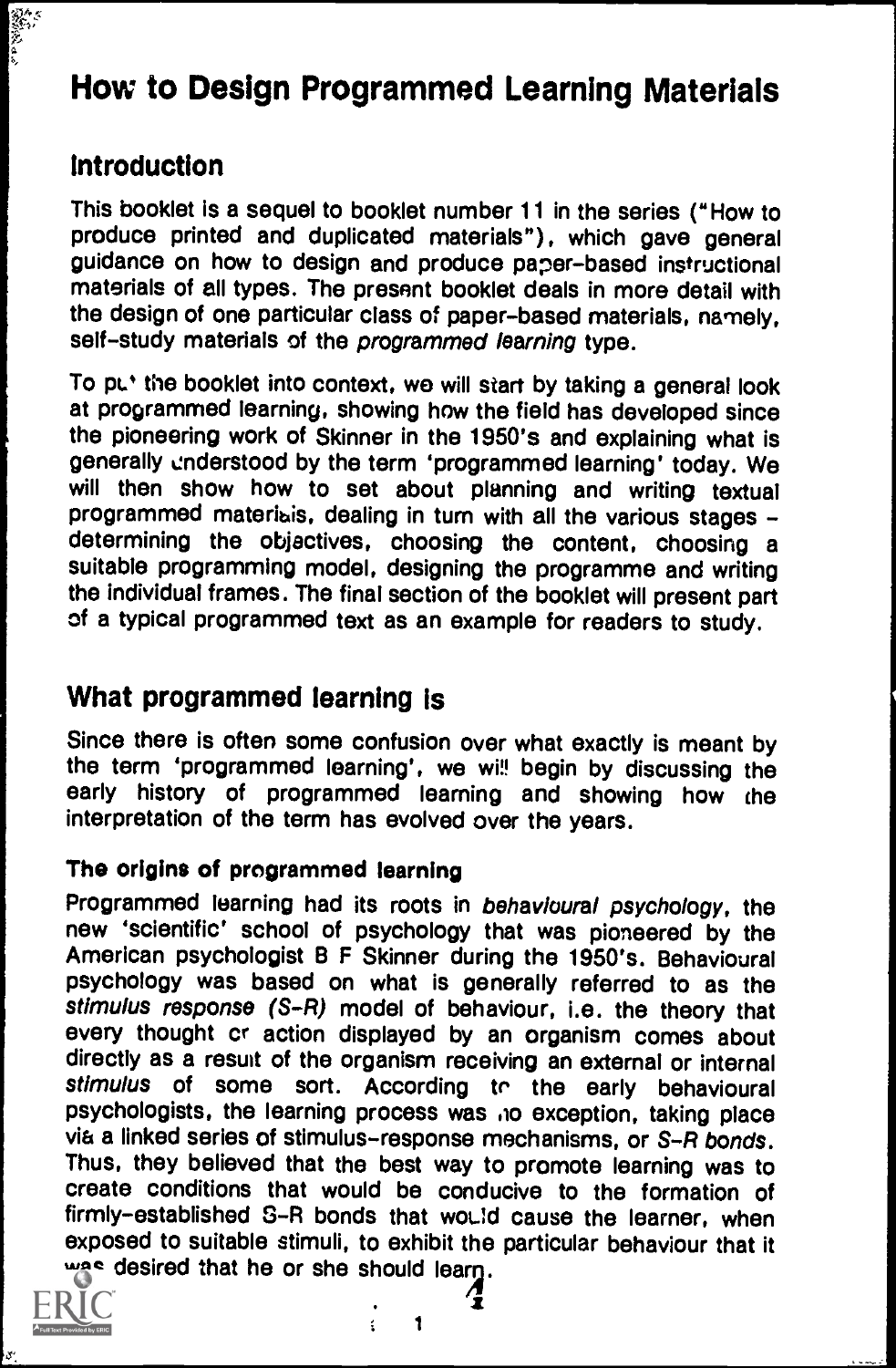# How to Design Programmed Learning Materials

## Introduction

This booklet is a sequel to booklet number 11 in the series ("How to produce printed and duplicated materials"), which gave general guidance on how to design and produce paper-based instructional materials of all types. The present booklet deals in more detail with the design of one particular class of paper-based materials, namely, self-study materials of the *programmed learning* type.

To put the booklet into context, we will start by taking a general look at programmed learning, showing how the field has developed since the pioneering work of Skinner in the 1950's and explaining what is generally understood by the term 'programmed learning' today. We will then show how to set about planning and writing textual programmed materials, dealing in turn with all the various stages – determining the objectives, choosing the content, choosing a suitable programming model, designing the programme and writing the individual frames. The final section of the booklet will present part of a typical programmed text as an example for readers to study.

## What programmed learning is

Since there is often some confusion over what exactly is meant by the term 'programmed learning', we will begin by discussing the early history of programmed learning and showing how the interpretation of the term has evolved over the years.

### The origins of programmed learning

Programmed learning had its roots in *behavioural psychology*, the new 'scientific' school of psychology that was pioneered by the American psychologist B F Skinner during the 1950's. Behavioural psychology was based on what is generally referred to as the *stimulus response (S-R)* model of behaviour, i.e. the theory that every thought or action displayed by an organism comes about directly as a result of the organism receiving an external or internal *stimulus* of some sort. According to the early behavioural psychologists, the learning process was no exception, taking place via a linked series of stimulus-response mechanisms, or *S-R bonds*. Thus, they believed that the best way to promote learning was to create conditions that would be conducive to the formation of firmly-established S-R bonds that would cause the learner, when exposed to suitable stimuli, to exhibit the particular behaviour that it was desired that he or she should learn.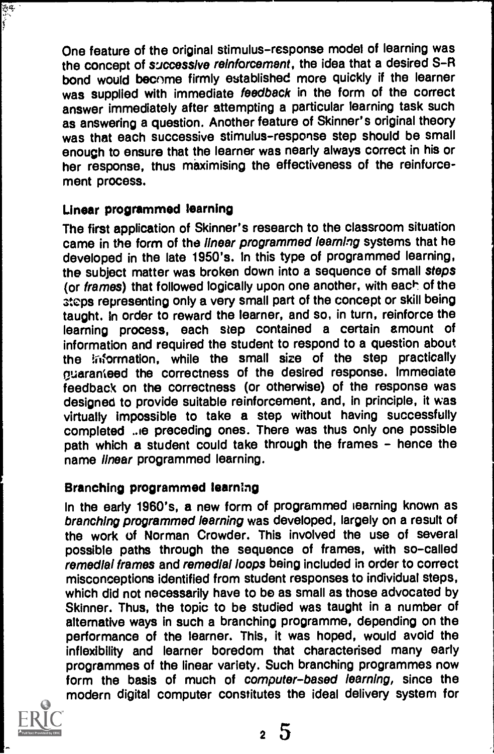One feature of the original stimulus-response model of learning was the concept of *successive reinforcement*, the idea that a desired S-R bond would become firmly established more quickly if the learner was supplied with immediate *feedback* in the form of the correct answer immediately after attempting a particular learning task such as answering a question. Another feature of Skinner's original theory was that each successive stimulus-response step should be small enough to ensure that the learner was nearly always correct in his or her response, thus maximising the effectiveness of the reinforcement process.

## Linear programmed learning

The first application of Skinner's research to the classroom situation came in the form of the *linear programmed learning* systems that he developed in the late 1950's. In this type of programmed learning, the subject matter was broken down into a sequence of small *steps* (or *frames*) that followed logically upon one another, with each of the steps representing only a very small part of the concept or skill being taught. In order to reward the learner, and so, in turn, reinforce the learning process, each step contained a certain amount of information and required the student to respond to a question about the information, while the small size of the step practically guaranteed the correctness of the desired response. Immediate feedback on the correctness (or otherwise) of the response was designed to provide suitable reinforcement, and, in principle, it was virtually impossible to take a step without having successfully completed the preceding ones. There was thus only one possible path which a student could take through the frames - hence the name *linear* programmed learning.

## Branching programmed learning

In the early 1960's, a new form of programmed learning known as *branching programmed learning* was developed, largely on a result of the work of Norman Crowder. This involved the use of several possible paths through the sequence of frames, with so-called *remedial frames* and *remedial loops* being included in order to correct misconceptions identified from student responses to individual steps, which did not necessarily have to be as small as those advocated by Skinner. Thus, the topic to be studied was taught in a number of alternative ways in such a branching programme, depending on the performance of the learner. This, it was hoped, would avoid the inflexibility and learner boredom that characterised many early programmes of the linear variety. Such branching programmes now form the basis of much of *computer-based learning*, since the modern digital computer constitutes the ideal delivery system for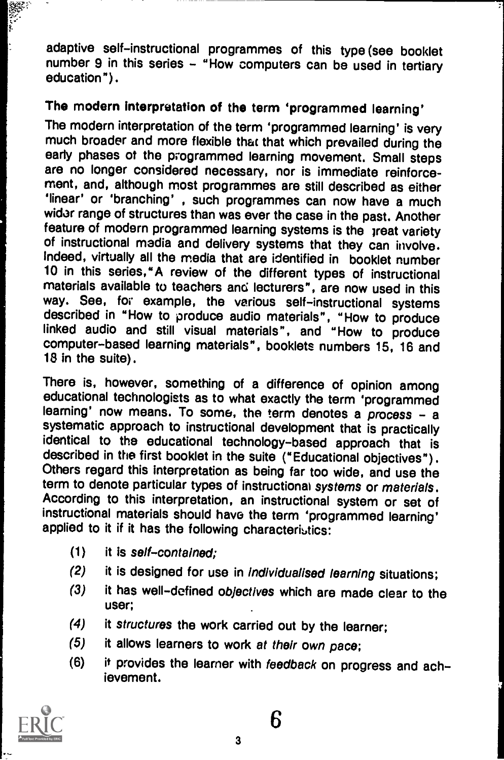adaptive self-instructional programmes of this type (see booklet number 9 in this series – "How computers can be used in tertiary education").

## The modern interpretation of the term 'programmed learning'

The modern interpretation of the term 'programmed learning' is very much broader and more flexible that that which prevailed during the early phases ot the programmed learning movement. Small steps are no longer considered necessary, nor is immediate reinforcement, and, although most programmes are still described as either 'linear' or 'branching' , such programmes can now have a much wider range of structures than was ever the case in the past. Another feature of modern programmed learning systems is the great variety of instructional media and delivery systems that they can involve. Indeed, virtually all the media that are identified in booklet number 10 in this series, "A review of the different types of instructional materials available to teachers and lecturers", are now used in this way. See, for example, the various self-instructional systems described in "How to produce audio materials", "How to produce linked audio and still visual materials", and "How to produce computer-based learning materials", booklets numbers 15, 16 and 18 in the suite).

There is, however, something of a difference of opinion among educational technologists as to what exactly the term 'programmed learning' now means. To some, the term denotes a *process* – a systematic approach to instructional development that is practically identical to the educational technology-based approach that is described in the first booklet in the suite ("Educational objectives"). Others regard this interpretation as being far too wide, and use the term to denote particular types of instructional *systems* or *materials*. According to this interpretation, an instructional system or set of instructional materials should have the term 'programmed learning' applied to it if it has the following characteristics:

(1) it is *self-contained;*

(2) it is designed for use in *individualised learning* situations;

(3) it has well-defined *objectives* which are made clear to the user;

(4) it *structures* the work carried out by the learner;

(5) it allows learners to work *at their own pace*;

(6) it provides the learner with *feedback* on progress and achievement.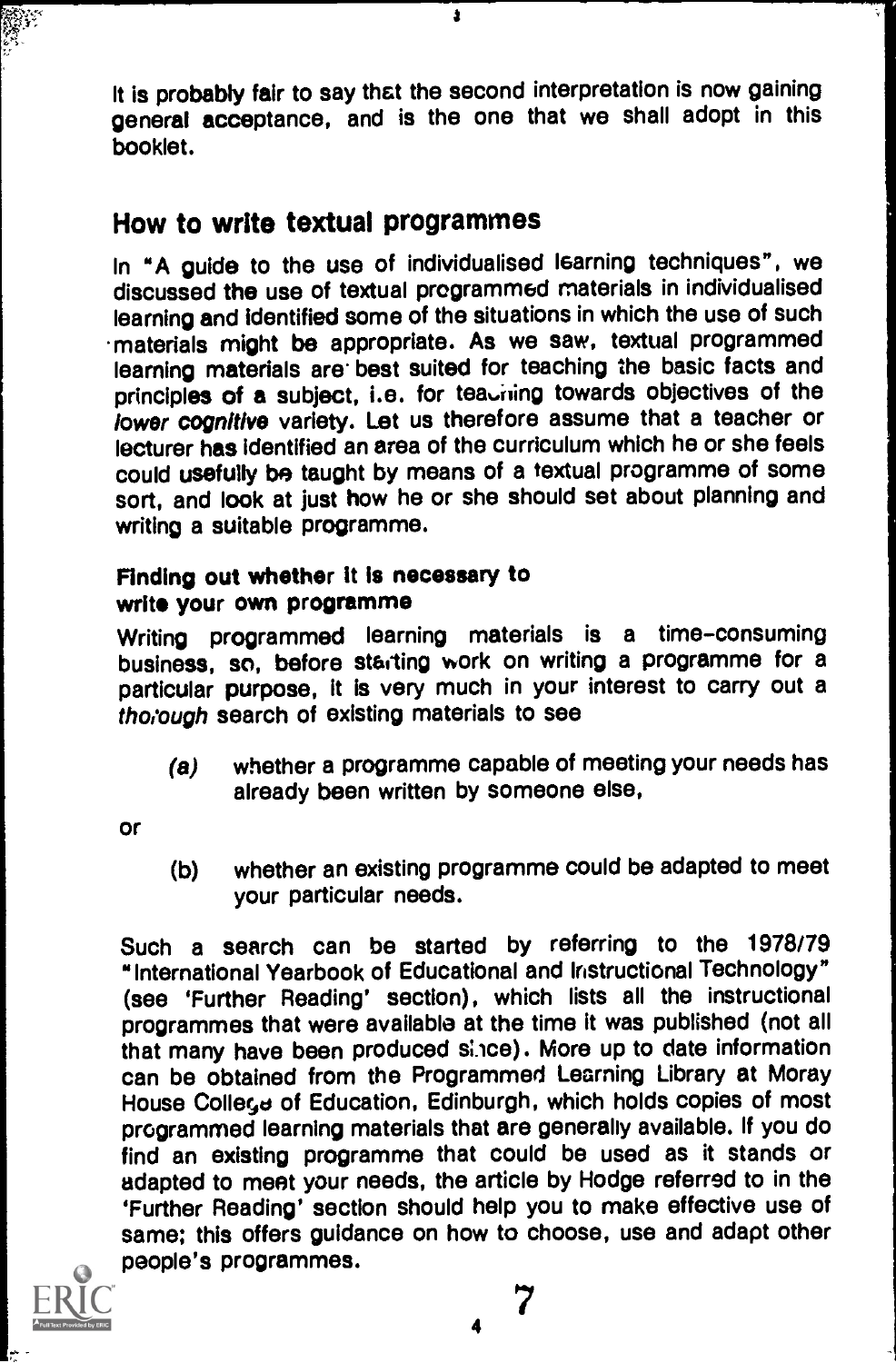It is probably fair to say that the second interpretation is now gaining general acceptance, and is the one that we shall adopt in this booklet.

## How to write textual programmes

In "A guide to the use of individualised learning techniques", we discussed the use of textual programmed materials in individualised learning and identified some of the situations in which the use of such materials might be appropriate. As we saw, textual programmed learning materials are best suited for teaching the basic facts and principles of a subject, i.e. for teaching towards objectives of the *lower cognitive* variety. Let us therefore assume that a teacher or lecturer has identified an area of the curriculum which he or she feels could usefully be taught by means of a textual programme of some sort, and look at just how he or she should set about planning and writing a suitable programme.

### Finding out whether it is necessary to write your own programme

Writing programmed learning materials is a time-consuming business, so, before starting work on writing a programme for a particular purpose, it is very much in your interest to carry out a *thorough* search of existing materials to see

*(a)* whether a programme capable of meeting your needs has already been written by someone else,

or

(b) whether an existing programme could be adapted to meet your particular needs.

Such a search can be started by referring to the 1978/79 "International Yearbook of Educational and Instructional Technology" (see 'Further Reading' section), which lists all the instructional programmes that were available at the time it was published (not all that many have been produced since). More up to date information can be obtained from the Programmed Learning Library at Moray House College of Education, Edinburgh, which holds copies of most programmed learning materials that are generally available. If you do find an existing programme that could be used as it stands or adapted to meet your needs, the article by Hodge referred to in the 'Further Reading' section should help you to make effective use of same; this offers guidance on how to choose, use and adapt other people's programmes.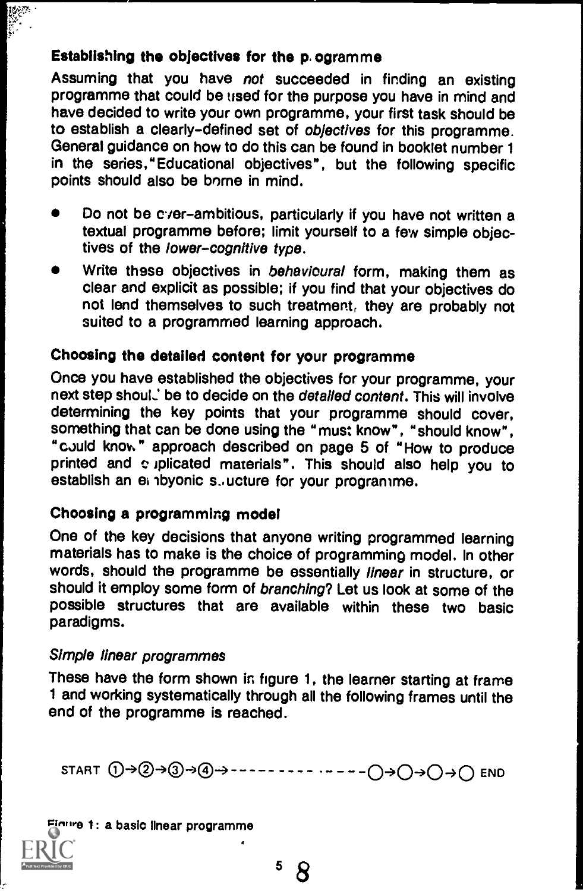### Establishing the objectives for the programme

Assuming that you have *not* succeeded in finding an existing programme that could be used for the purpose you have in mind and have decided to write your own programme, your first task should be to establish a clearly-defined set of *objectives* for this programme. General guidance on how to do this can be found in booklet number 1 in the series, "Educational objectives", but the following specific points should also be borne in mind.

- Do not be over-ambitious, particularly if you have not written a textual programme before; limit yourself to a few simple objectives of the *lower-cognitive type*.
- Write these objectives in *behavioural* form, making them as clear and explicit as possible; if you find that your objectives do not lend themselves to such treatment, they are probably not suited to a programmed learning approach.

### Choosing the detailed content for your programme

Once you have established the objectives for your programme, your next step should be to decide on the *detailed content*. This will involve determining the key points that your programme should cover, something that can be done using the "must know", "should know", "could know" approach described on page 5 of "How to produce printed and duplicated materials". This should also help you to establish an embryonic structure for your programme.

### Choosing a programming model

One of the key decisions that anyone writing programmed learning materials has to make is the choice of programming model. In other words, should the programme be essentially *linear* in structure, or should it employ some form of *branching*? Let us look at some of the possible structures that are available within these two basic paradigms.

#### *Simple linear programmes*

These have the form shown in figure 1, the learner starting at frame 1 and working systematically through all the following frames until the end of the programme is reached.

START ①→②→③→④→ - - - - - - - - - - - - - - -○→○→○→○ END

Figure 1: a basic linear programme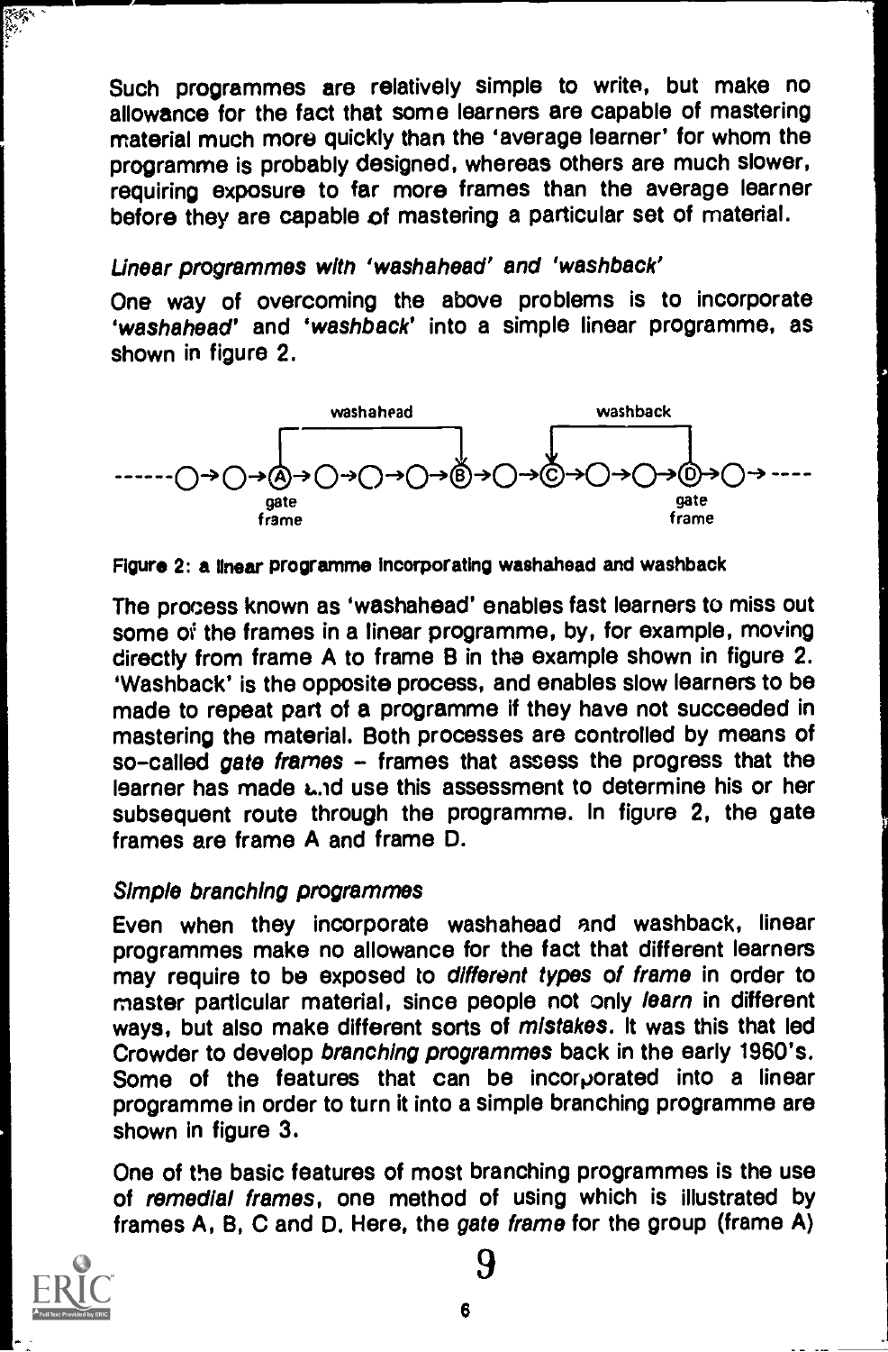Such programmes are relatively simple to write, but make no allowance for the fact that some learners are capable of mastering material much more quickly than the 'average learner' for whom the programme is probably designed, whereas others are much slower, requiring exposure to far more frames than the average learner before they are capable of mastering a particular set of material.

### *Linear programmes with 'washahead' and 'washback'*

One way of overcoming the above problems is to incorporate '*washahead*' and '*washback*' into a simple linear programme, as shown in figure 2.

```
                washahead                          washback
            ┌──────────────────┐              ┌──────────────┐
            │                  ↓              ↓              │
------○→○→Ⓐ→○→○→○→Ⓑ→○→Ⓒ→○→○→Ⓓ→○→ ----
            gate                                         gate
            frame                                        frame
```

Figure 2: a linear programme incorporating washahead and washback

The process known as 'washahead' enables fast learners to miss out some of the frames in a linear programme, by, for example, moving directly from frame A to frame B in the example shown in figure 2. 'Washback' is the opposite process, and enables slow learners to be made to repeat part of a programme if they have not succeeded in mastering the material. Both processes are controlled by means of so-called *gate frames* – frames that assess the progress that the learner has made and use this assessment to determine his or her subsequent route through the programme. In figure 2, the gate frames are frame A and frame D.

### *Simple branching programmes*

Even when they incorporate washahead and washback, linear programmes make no allowance for the fact that different learners may require to be exposed to *different types of frame* in order to master particular material, since people not only *learn* in different ways, but also make different sorts of *mistakes*. It was this that led Crowder to develop *branching programmes* back in the early 1960's. Some of the features that can be incorporated into a linear programme in order to turn it into a simple branching programme are shown in figure 3.

One of the basic features of most branching programmes is the use of *remedial frames*, one method of using which is illustrated by frames A, B, C and D. Here, the *gate frame* for the group (frame A)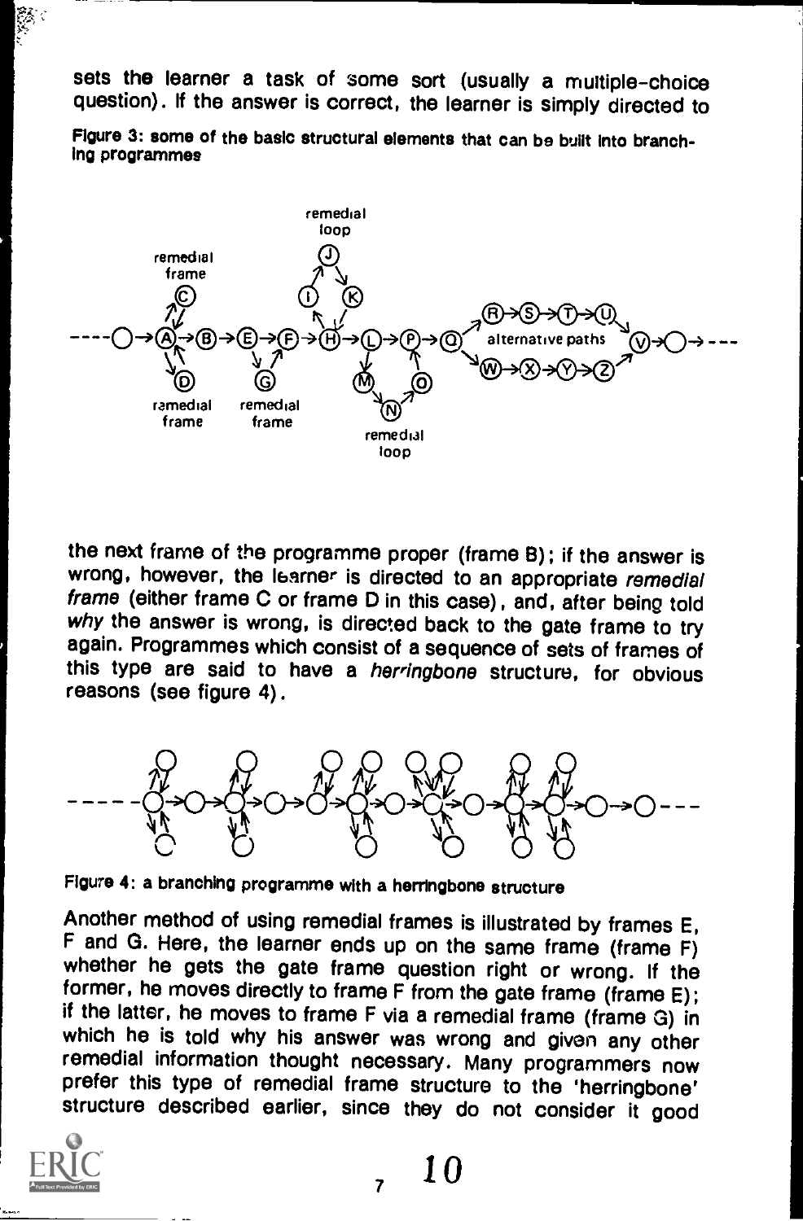sets the learner a task of some sort (usually a multiple-choice question). If the answer is correct, the learner is simply directed to

Figure 3: some of the basic structural elements that can be built into branching programmes

the next frame of the programme proper (frame B); if the answer is wrong, however, the learner is directed to an appropriate *remedial frame* (either frame C or frame D in this case), and, after being told *why* the answer is wrong, is directed back to the gate frame to try again. Programmes which consist of a sequence of sets of frames of this type are said to have a *herringbone* structure, for obvious reasons (see figure 4).

Figure 4: a branching programme with a herringbone structure

Another method of using remedial frames is illustrated by frames E, F and G. Here, the learner ends up on the same frame (frame F) whether he gets the gate frame question right or wrong. If the former, he moves directly to frame F from the gate frame (frame E); if the latter, he moves to frame F via a remedial frame (frame G) in which he is told why his answer was wrong and given any other remedial information thought necessary. Many programmers now prefer this type of remedial frame structure to the 'herringbone' structure described earlier, since they do not consider it good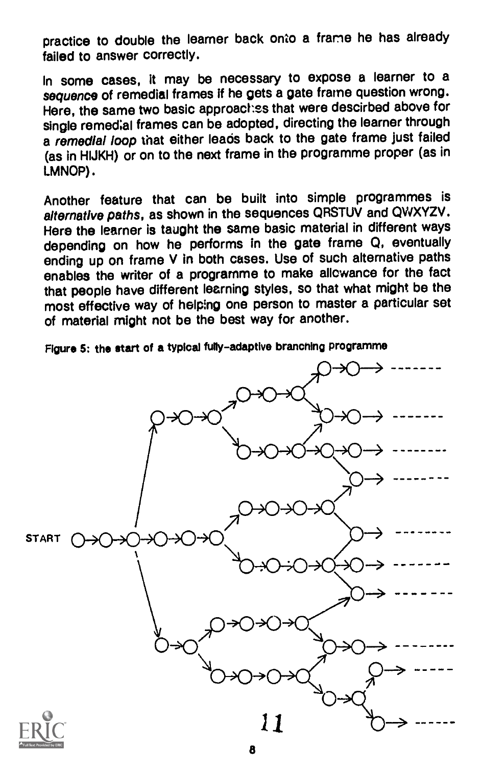practice to double the learner back onto a frame he has already failed to answer correctly.

In some cases, it may be necessary to expose a learner to a *sequence* of remedial frames if he gets a gate frame question wrong. Here, the same two basic approaches that were descirbed above for single remedial frames can be adopted, directing the learner through a *remedial loop* that either leads back to the gate frame just failed (as in HIJKH) or on to the next frame in the programme proper (as in LMNOP).

Another feature that can be built into simple programmes is *alternative paths*, as shown in the sequences QRSTUV and QWXYZV. Here the learner is taught the same basic material in different ways depending on how he performs in the gate frame Q, eventually ending up on frame V in both cases. Use of such alternative paths enables the writer of a programme to make allowance for the fact that people have different learning styles, so that what might be the most effective way of helping one person to master a particular set of material might not be the best way for another.

Figure 5: the start of a typical fully-adaptive branching programme

START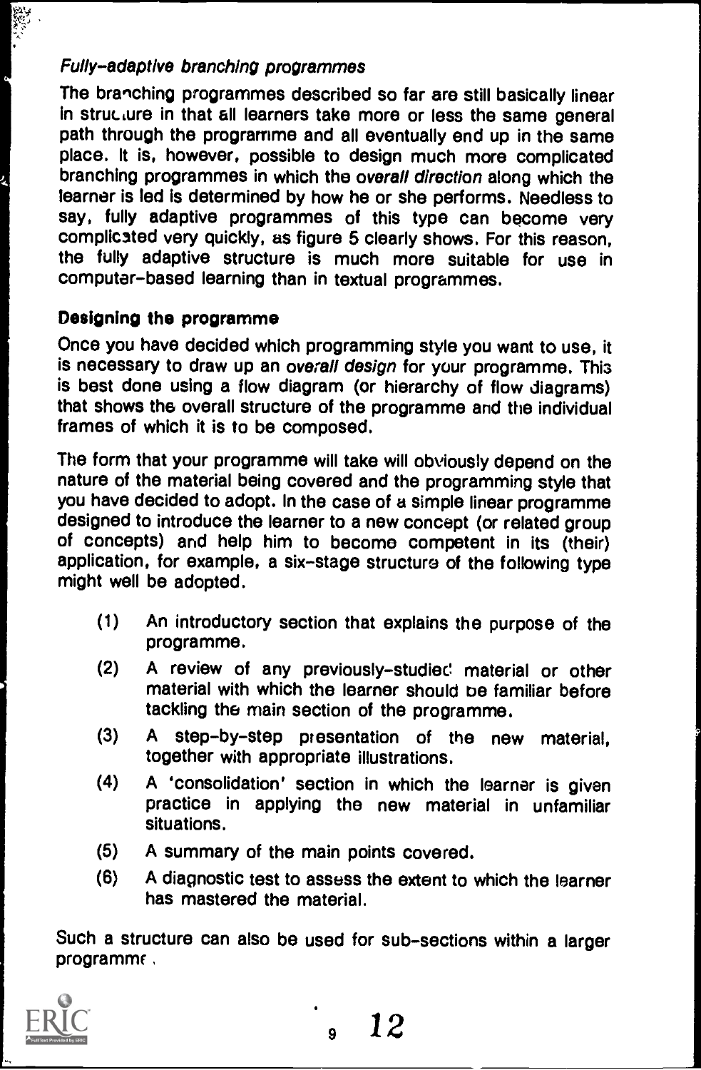### *Fully-adaptive branching programmes*

The branching programmes described so far are still basically linear in structure in that all learners take more or less the same general path through the programme and all eventually end up in the same place. It is, however, possible to design much more complicated branching programmes in which the *overall direction* along which the learner is led is determined by how he or she performs. Needless to say, fully adaptive programmes of this type can become very complicated very quickly, as figure 5 clearly shows. For this reason, the fully adaptive structure is much more suitable for use in computer-based learning than in textual programmes.

### **Designing the programme**

Once you have decided which programming style you want to use, it is necessary to draw up an *overall design* for your programme. This is best done using a flow diagram (or hierarchy of flow diagrams) that shows the overall structure of the programme and the individual frames of which it is to be composed.

The form that your programme will take will obviously depend on the nature of the material being covered and the programming style that you have decided to adopt. In the case of a simple linear programme designed to introduce the learner to a new concept (or related group of concepts) and help him to become competent in its (their) application, for example, a six-stage structure of the following type might well be adopted.

(1) An introductory section that explains the purpose of the programme.

(2) A review of any previously-studied material or other material with which the learner should be familiar before tackling the main section of the programme.

(3) A step-by-step presentation of the new material, together with appropriate illustrations.

(4) A 'consolidation' section in which the learner is given practice in applying the new material in unfamiliar situations.

(5) A summary of the main points covered.

(6) A diagnostic test to assess the extent to which the learner has mastered the material.

Such a structure can also be used for sub-sections within a larger programme.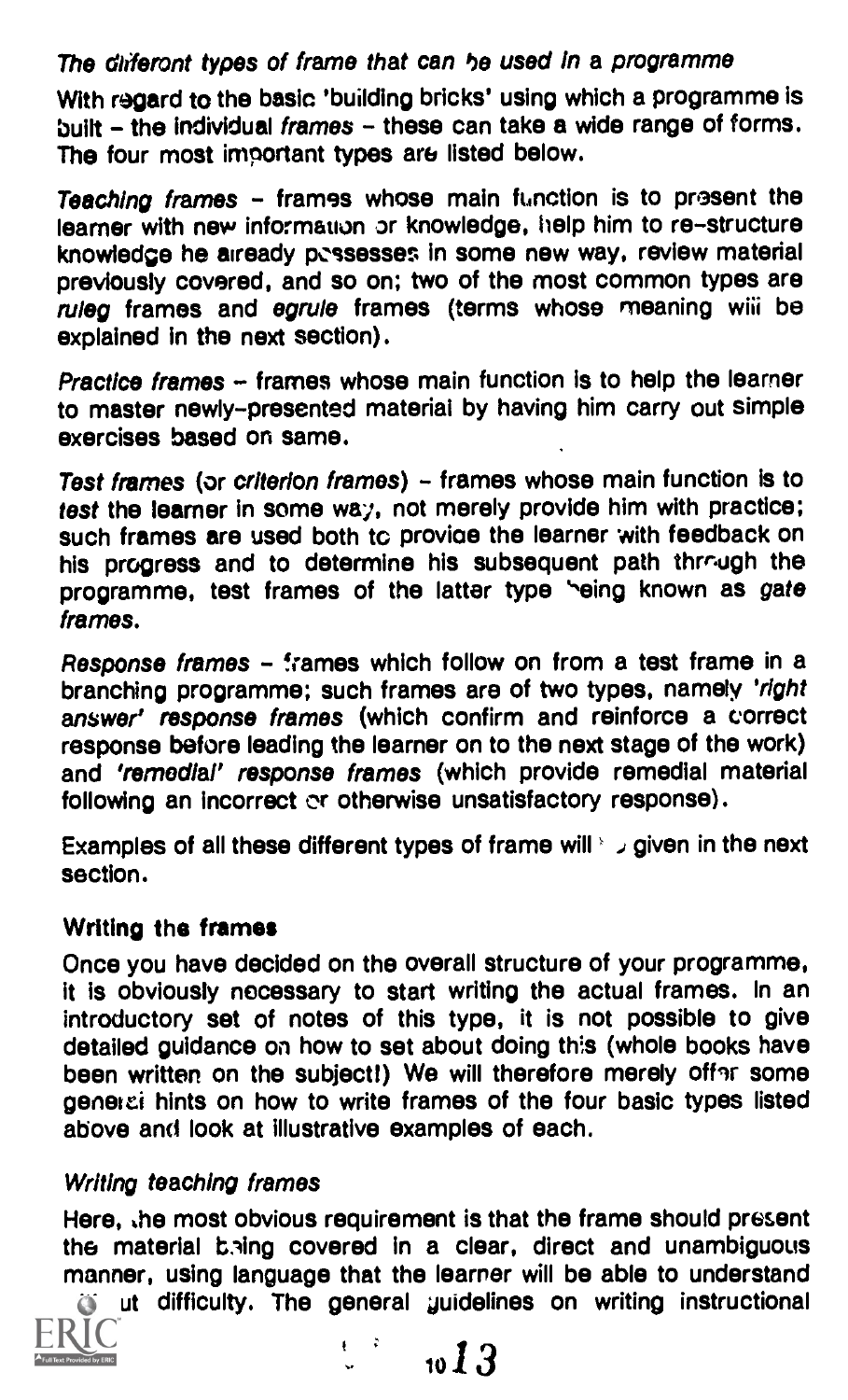*The different types of frame that can be used in a programme*

With regard to the basic 'building bricks' using which a programme is built – the individual *frames* – these can take a wide range of forms. The four most important types are listed below.

*Teaching frames* – frames whose main function is to present the learner with new information or knowledge, help him to re-structure knowledge he already possesses in some new way, review material previously covered, and so on; two of the most common types are *ruleg* frames and *egrule* frames (terms whose meaning will be explained in the next section).

*Practice frames* – frames whose main function is to help the learner to master newly-presented material by having him carry out simple exercises based on same.

*Test frames* (or *criterion frames*) – frames whose main function is to *test* the learner in some way, not merely provide him with practice; such frames are used both to provide the learner with feedback on his progress and to determine his subsequent path through the programme, test frames of the latter type being known as *gate frames*.

*Response frames* – frames which follow on from a test frame in a branching programme; such frames are of two types, namely *'right answer' response frames* (which confirm and reinforce a correct response before leading the learner on to the next stage of the work) and *'remedial' response frames* (which provide remedial material following an incorrect or otherwise unsatisfactory response).

Examples of all these different types of frame will be given in the next section.

## Writing the frames

Once you have decided on the overall structure of your programme, it is obviously necessary to start writing the actual frames. In an introductory set of notes of this type, it is not possible to give detailed guidance on how to set about doing this (whole books have been written on the subject!) We will therefore merely offer some general hints on how to write frames of the four basic types listed above and look at illustrative examples of each.

### *Writing teaching frames*

Here, the most obvious requirement is that the frame should present the material being covered in a clear, direct and unambiguous manner, using language that the learner will be able to understand without difficulty. The general guidelines on writing instructional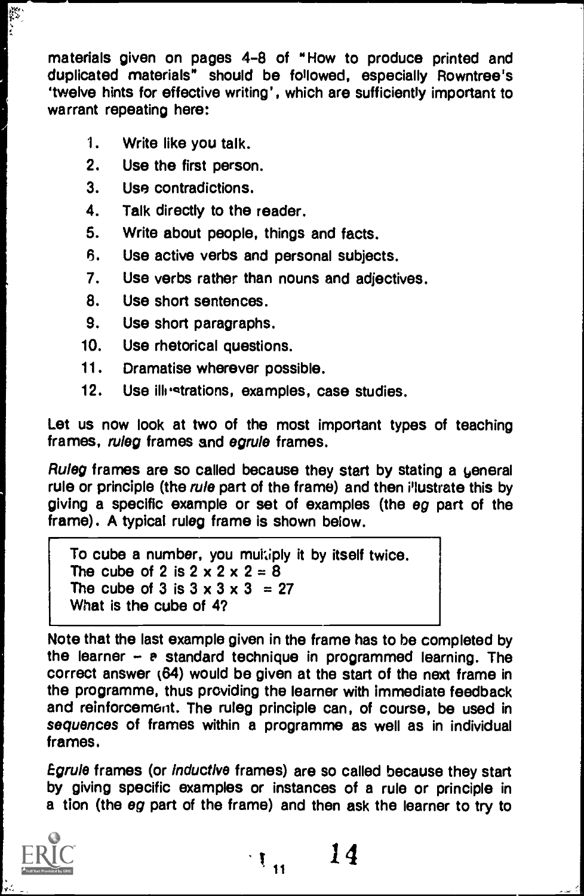materials given on pages 4-8 of "How to produce printed and duplicated materials" should be followed, especially Rowntree's 'twelve hints for effective writing', which are sufficiently important to warrant repeating here:

1. Write like you talk.
2. Use the first person.
3. Use contradictions.
4. Talk directly to the reader.
5. Write about people, things and facts.
6. Use active verbs and personal subjects.
7. Use verbs rather than nouns and adjectives.
8. Use short sentences.
9. Use short paragraphs.
10. Use rhetorical questions.
11. Dramatise wherever possible.
12. Use illustrations, examples, case studies.

Let us now look at two of the most important types of teaching frames, *ruleg* frames and *egrule* frames.

*Ruleg* frames are so called because they start by stating a general rule or principle (the *rule* part of the frame) and then illustrate this by giving a specific example or set of examples (the *eg* part of the frame). A typical ruleg frame is shown below.

> To cube a number, you multiply it by itself twice.
> The cube of 2 is 2 x 2 x 2 = 8
> The cube of 3 is 3 x 3 x 3 = 27
> What is the cube of 4?

Note that the last example given in the frame has to be completed by the learner – a standard technique in programmed learning. The correct answer (64) would be given at the start of the next frame in the programme, thus providing the learner with immediate feedback and reinforcement. The ruleg principle can, of course, be used in *sequences* of frames within a programme as well as in individual frames.

*Egrule* frames (or *inductive* frames) are so called because they start by giving specific examples or instances of a rule or principle in a tion (the *eg* part of the frame) and then ask the learner to try to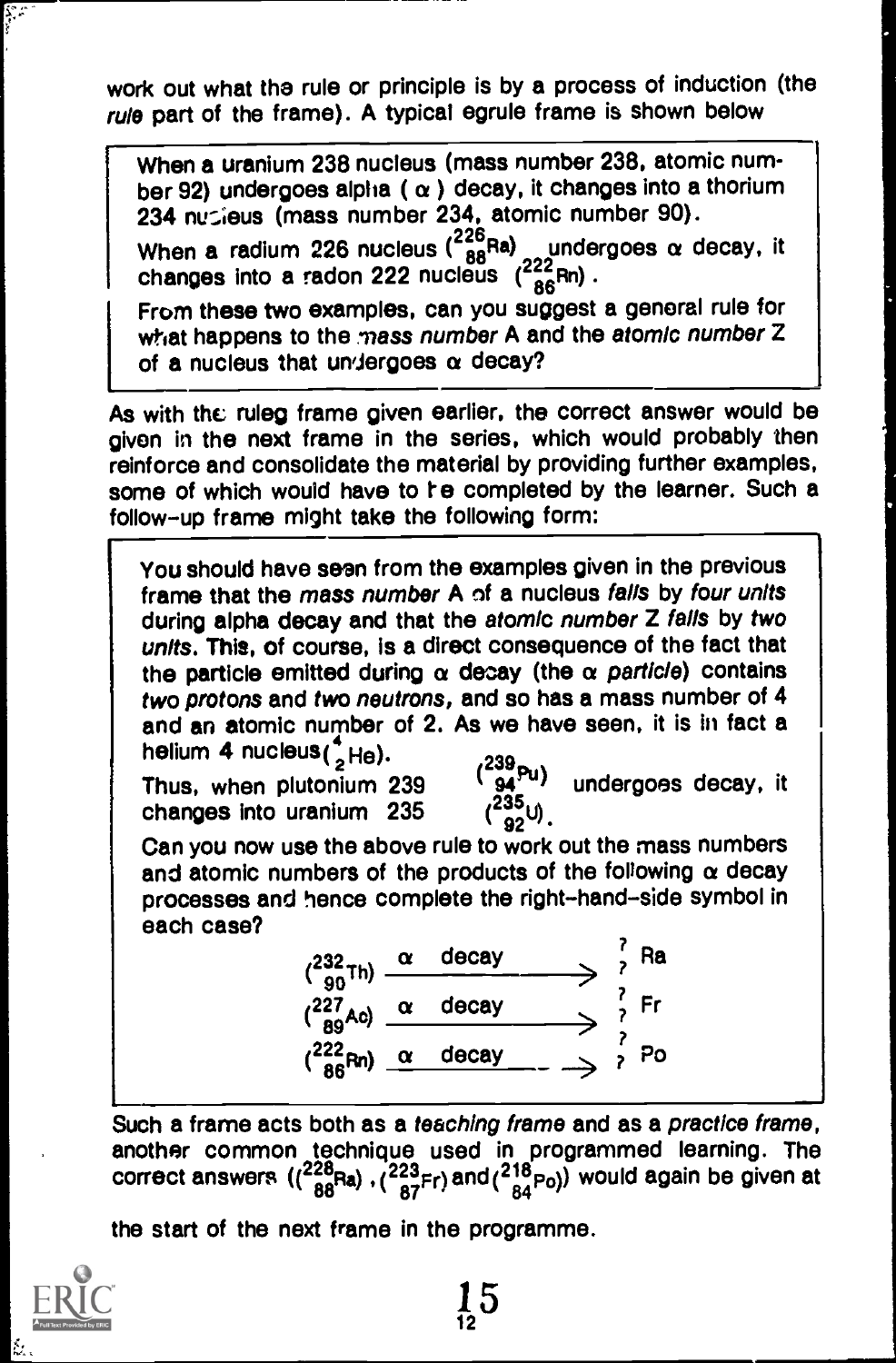work out what the rule or principle is by a process of induction (the *rule* part of the frame). A typical egrule frame is shown below

> When a uranium 238 nucleus (mass number 238, atomic number 92) undergoes alpha ( $\alpha$ ) decay, it changes into a thorium 234 nucleus (mass number 234, atomic number 90).
>
> When a radium 226 nucleus ($^{226}_{88}Ra$) undergoes $\alpha$ decay, it changes into a radon 222 nucleus ($^{222}_{86}Rn$).
>
> From these two examples, can you suggest a general rule for what happens to the *mass number* A and the *atomic number* Z of a nucleus that undergoes $\alpha$ decay?

As with the ruleg frame given earlier, the correct answer would be given in the next frame in the series, which would probably then reinforce and consolidate the material by providing further examples, some of which would have to be completed by the learner. Such a follow-up frame might take the following form:

> You should have seen from the examples given in the previous frame that the *mass number* A of a nucleus *falls* by *four units* during alpha decay and that the *atomic number* Z *falls* by *two units*. This, of course, is a direct consequence of the fact that the particle emitted during $\alpha$ decay (the $\alpha$ *particle*) contains *two protons* and *two neutrons*, and so has a mass number of 4 and an atomic number of 2. As we have seen, it is in fact a helium 4 nucleus($^{4}_{2}He$).
>
> Thus, when plutonium 239 ($^{239}_{94}Pu$) undergoes decay, it changes into uranium 235 ($^{235}_{92}U$).
>
> Can you now use the above rule to work out the mass numbers and atomic numbers of the products of the following $\alpha$ decay processes and hence complete the right-hand-side symbol in each case?
>
> $$(^{232}_{90}Th) \xrightarrow{\alpha \text{ decay}} {}^{?}_{?}Ra$$
>
> $$(^{227}_{89}Ac) \xrightarrow{\alpha \text{ decay}} {}^{?}_{?}Fr$$
>
> $$(^{222}_{86}Rn) \xrightarrow{\alpha \text{ decay}} {}^{?}_{?}Po$$

Such a frame acts both as a *teaching frame* and as a *practice frame*, another common technique used in programmed learning. The correct answers (($^{228}_{88}Ra$), ($^{223}_{87}Fr$) and ($^{218}_{84}Po$)) would again be given at the start of the next frame in the programme.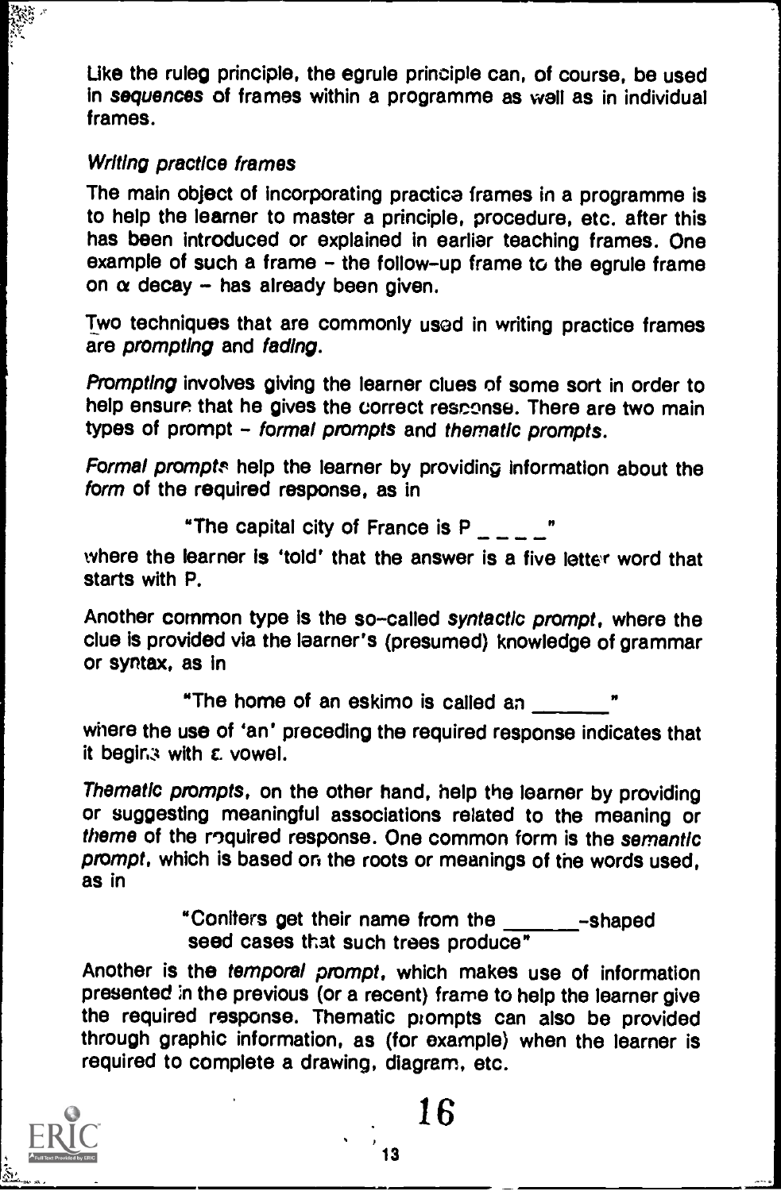Like the ruleg principle, the egrule principle can, of course, be used in *sequences* of frames within a programme as well as in individual frames.

### *Writing practice frames*

The main object of incorporating practice frames in a programme is to help the learner to master a principle, procedure, etc. after this has been introduced or explained in earlier teaching frames. One example of such a frame – the follow-up frame to the egrule frame on $\alpha$ decay – has already been given.

Two techniques that are commonly used in writing practice frames are *prompting* and *fading*.

*Prompting* involves giving the learner clues of some sort in order to help ensure that he gives the correct response. There are two main types of prompt – *formal prompts* and *thematic prompts*.

*Formal prompts* help the learner by providing information about the *form* of the required response, as in

"The capital city of France is P _ _ _ _"

where the learner is 'told' that the answer is a five letter word that starts with P.

Another common type is the so-called *syntactic prompt*, where the clue is provided via the learner's (presumed) knowledge of grammar or syntax, as in

"The home of an eskimo is called an _______"

where the use of 'an' preceding the required response indicates that it begins with a vowel.

*Thematic prompts*, on the other hand, help the learner by providing or suggesting meaningful associations related to the meaning or *theme* of the required response. One common form is the *semantic prompt*, which is based on the roots or meanings of the words used, as in

"Conifers get their name from the _______-shaped seed cases that such trees produce"

Another is the *temporal prompt*, which makes use of information presented in the previous (or a recent) frame to help the learner give the required response. Thematic prompts can also be provided through graphic information, as (for example) when the learner is required to complete a drawing, diagram, etc.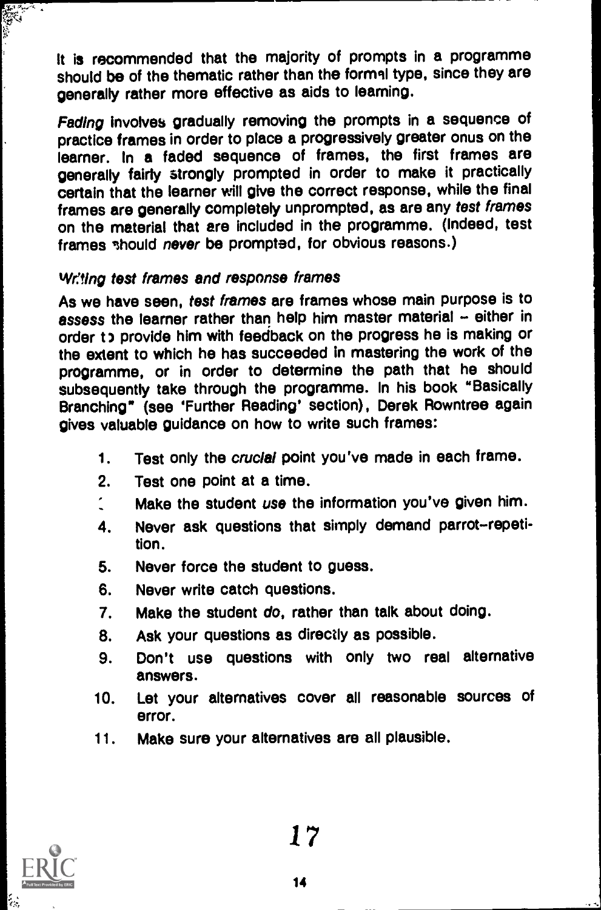It is recommended that the majority of prompts in a programme should be of the thematic rather than the formal type, since they are generally rather more effective as aids to learning.

*Fading* involves gradually removing the prompts in a sequence of practice frames in order to place a progressively greater onus on the learner. In a faded sequence of frames, the first frames are generally fairly strongly prompted in order to make it practically certain that the learner will give the correct response, while the final frames are generally completely unprompted, as are any *test frames* on the material that are included in the programme. (Indeed, test frames should *never* be prompted, for obvious reasons.)

### *Writing test frames and response frames*

As we have seen, *test frames* are frames whose main purpose is to *assess* the learner rather than help him master material – either in order to provide him with feedback on the progress he is making or the extent to which he has succeeded in mastering the work of the programme, or in order to determine the path that he should subsequently take through the programme. In his book "Basically Branching" (see 'Further Reading' section), Derek Rowntree again gives valuable guidance on how to write such frames:

1. Test only the *crucial* point you've made in each frame.
2. Test one point at a time.
3. Make the student *use* the information you've given him.
4. Never ask questions that simply demand parrot-repetition.
5. Never force the student to guess.
6. Never write catch questions.
7. Make the student *do*, rather than talk about doing.
8. Ask your questions as directly as possible.
9. Don't use questions with only two real alternative answers.
10. Let your alternatives cover all reasonable sources of error.
11. Make sure your alternatives are all plausible.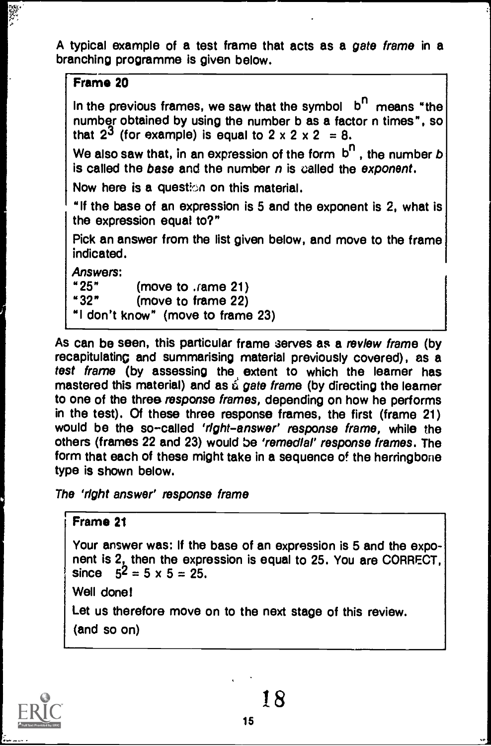A typical example of a test frame that acts as a *gate frame* in a branching programme is given below.

> **Frame 20**
>
> In the previous frames, we saw that the symbol $b^n$ means "the number obtained by using the number b as a factor n times", so that $2^3$ (for example) is equal to $2 \times 2 \times 2 = 8$.
>
> We also saw that, in an expression of the form $b^n$, the number $b$ is called the *base* and the number $n$ is called the *exponent*.
>
> Now here is a question on this material.
>
> "If the base of an expression is 5 and the exponent is 2, what is the expression equal to?"
>
> Pick an answer from the list given below, and move to the frame indicated.
>
> *Answers*:
> "25" (move to frame 21)
> "32" (move to frame 22)
> "I don't know" (move to frame 23)

As can be seen, this particular frame serves as a *review frame* (by recapitulating and summarising material previously covered), as a *test frame* (by assessing the extent to which the learner has mastered this material) and as a *gate frame* (by directing the learner to one of the three *response frames*, depending on how he performs in the test). Of these three response frames, the first (frame 21) would be the so-called *'right-answer' response frame*, while the others (frames 22 and 23) would be *'remedial' response frames*. The form that each of these might take in a sequence of the herringbone type is shown below.

*The 'right answer' response frame*

> **Frame 21**
>
> Your answer was: If the base of an expression is 5 and the exponent is 2, then the expression is equal to 25. You are CORRECT, since $5^2 = 5 \times 5 = 25$.
>
> Well done!
>
> Let us therefore move on to the next stage of this review.
>
> (and so on)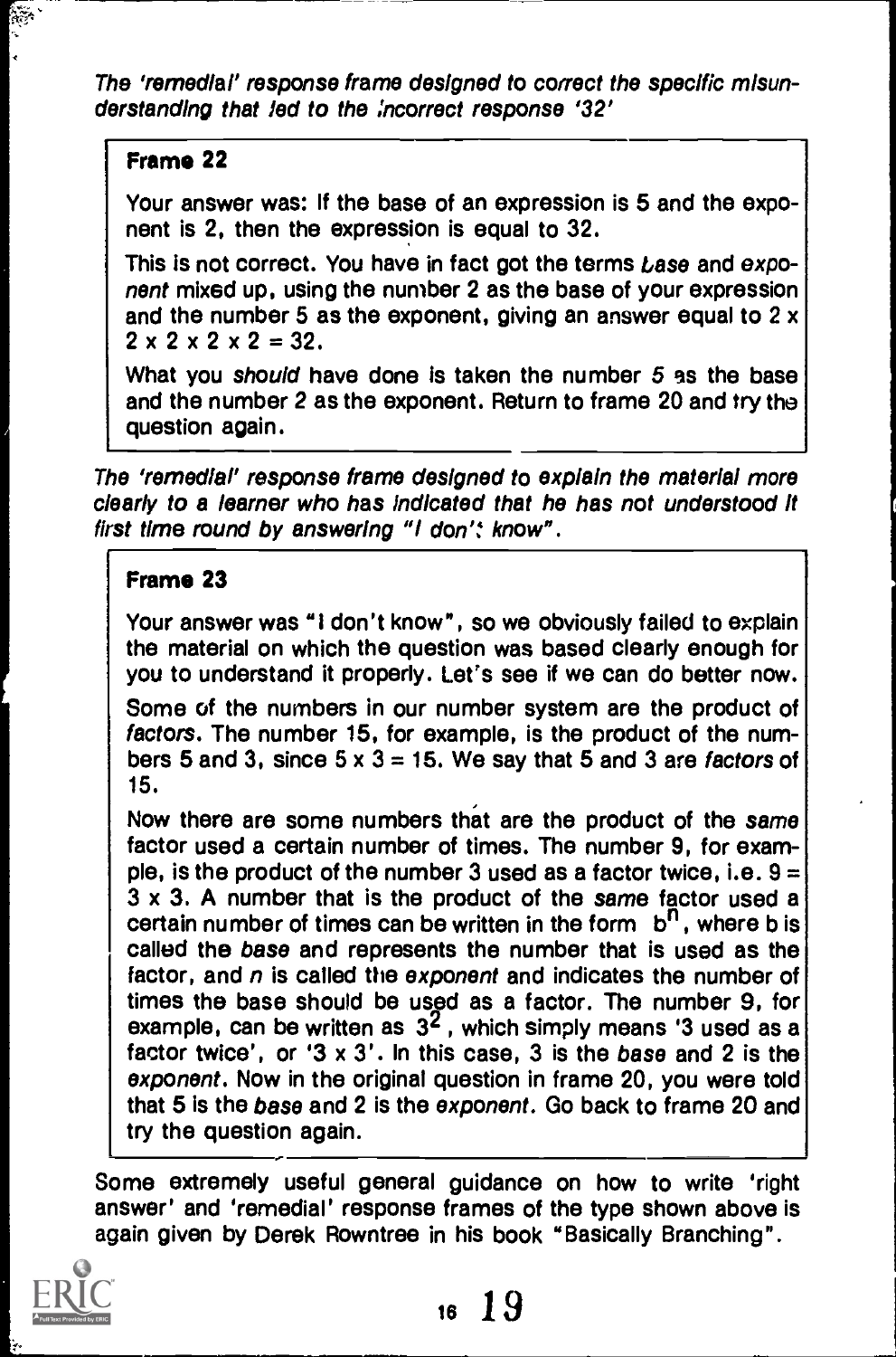*The 'remedial' response frame designed to correct the specific misunderstanding that led to the incorrect response '32'*

**Frame 22**

Your answer was: If the base of an expression is 5 and the exponent is 2, then the expression is equal to 32.

This is not correct. You have in fact got the terms *base* and *exponent* mixed up, using the number 2 as the base of your expression and the number 5 as the exponent, giving an answer equal to 2 x 2 x 2 x 2 x 2 = 32.

What you *should* have done is taken the number 5 as the base and the number 2 as the exponent. Return to frame 20 and try the question again.

*The 'remedial' response frame designed to explain the material more clearly to a learner who has indicated that he has not understood it first time round by answering "I don't know".*

**Frame 23**

Your answer was "I don't know", so we obviously failed to explain the material on which the question was based clearly enough for you to understand it properly. Let's see if we can do better now.

Some of the numbers in our number system are the product of *factors*. The number 15, for example, is the product of the numbers 5 and 3, since 5 x 3 = 15. We say that 5 and 3 are *factors* of 15.

Now there are some numbers that are the product of the *same* factor used a certain number of times. The number 9, for example, is the product of the number 3 used as a factor twice, i.e. 9 = 3 x 3. A number that is the product of the *same* factor used a certain number of times can be written in the form $b^n$, where b is called the *base* and represents the number that is used as the factor, and *n* is called the *exponent* and indicates the number of times the base should be used as a factor. The number 9, for example, can be written as $3^2$, which simply means '3 used as a factor twice', or '3 x 3'. In this case, 3 is the *base* and 2 is the *exponent*. Now in the original question in frame 20, you were told that 5 is the *base* and 2 is the *exponent*. Go back to frame 20 and try the question again.

Some extremely useful general guidance on how to write 'right answer' and 'remedial' response frames of the type shown above is again given by Derek Rowntree in his book "Basically Branching".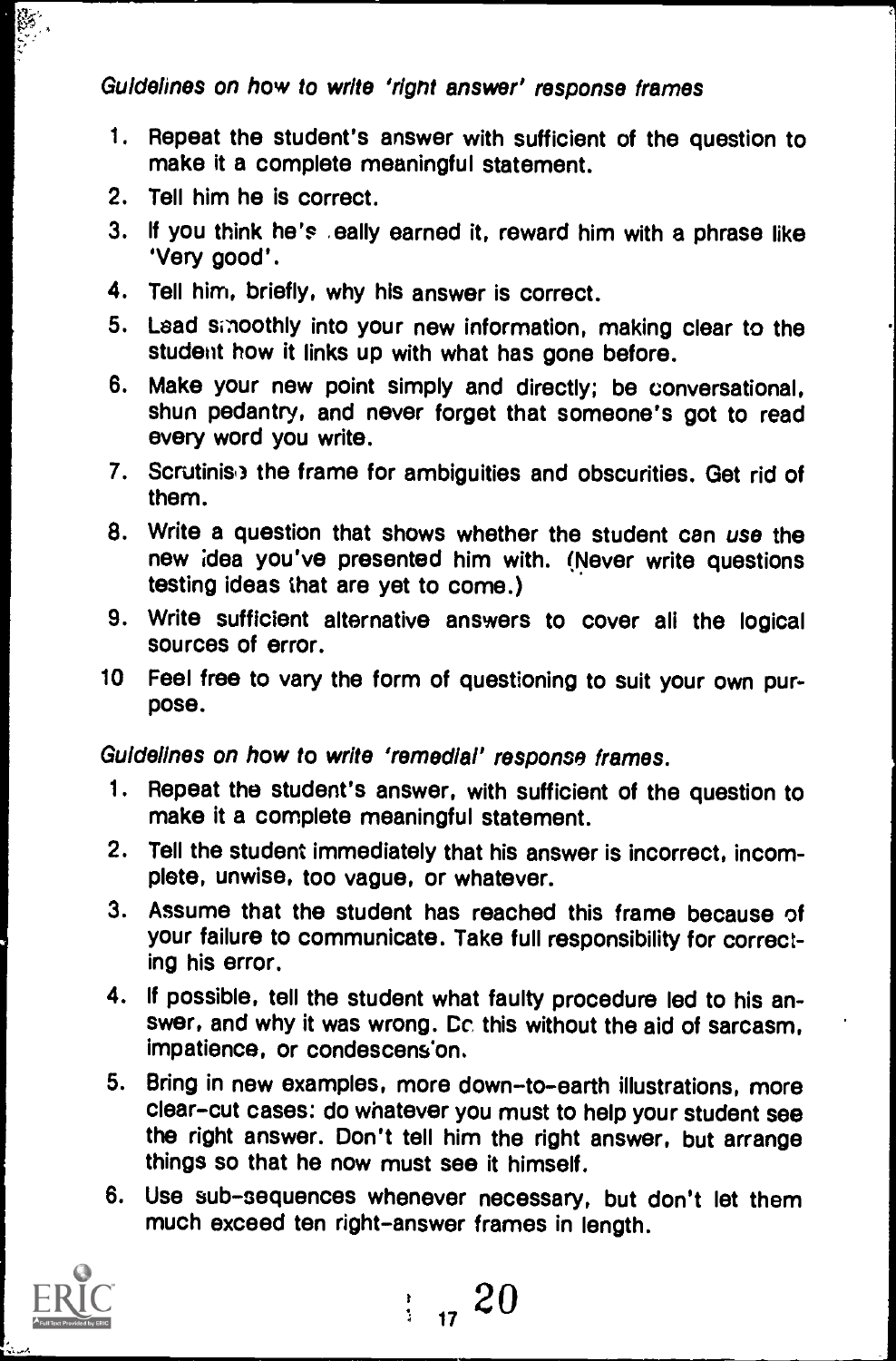*Guidelines on how to write 'right answer' response frames*

1. Repeat the student's answer with sufficient of the question to make it a complete meaningful statement.
2. Tell him he is correct.
3. If you think he's really earned it, reward him with a phrase like 'Very good'.
4. Tell him, briefly, why his answer is correct.
5. Lead smoothly into your new information, making clear to the student how it links up with what has gone before.
6. Make your new point simply and directly; be conversational, shun pedantry, and never forget that someone's got to read every word you write.
7. Scrutinise the frame for ambiguities and obscurities. Get rid of them.
8. Write a question that shows whether the student can *use* the new idea you've presented him with. (Never write questions testing ideas that are yet to come.)
9. Write sufficient alternative answers to cover all the logical sources of error.
10. Feel free to vary the form of questioning to suit your own purpose.

*Guidelines on how to write 'remedial' response frames.*

1. Repeat the student's answer, with sufficient of the question to make it a complete meaningful statement.
2. Tell the student immediately that his answer is incorrect, incomplete, unwise, too vague, or whatever.
3. Assume that the student has reached this frame because of your failure to communicate. Take full responsibility for correcting his error.
4. If possible, tell the student what faulty procedure led to his answer, and why it was wrong. Do this without the aid of sarcasm, impatience, or condescension.
5. Bring in new examples, more down-to-earth illustrations, more clear-cut cases: do whatever you must to help your student see the right answer. Don't tell him the right answer, but arrange things so that he now must see it himself.
6. Use sub-sequences whenever necessary, but don't let them much exceed ten right-answer frames in length.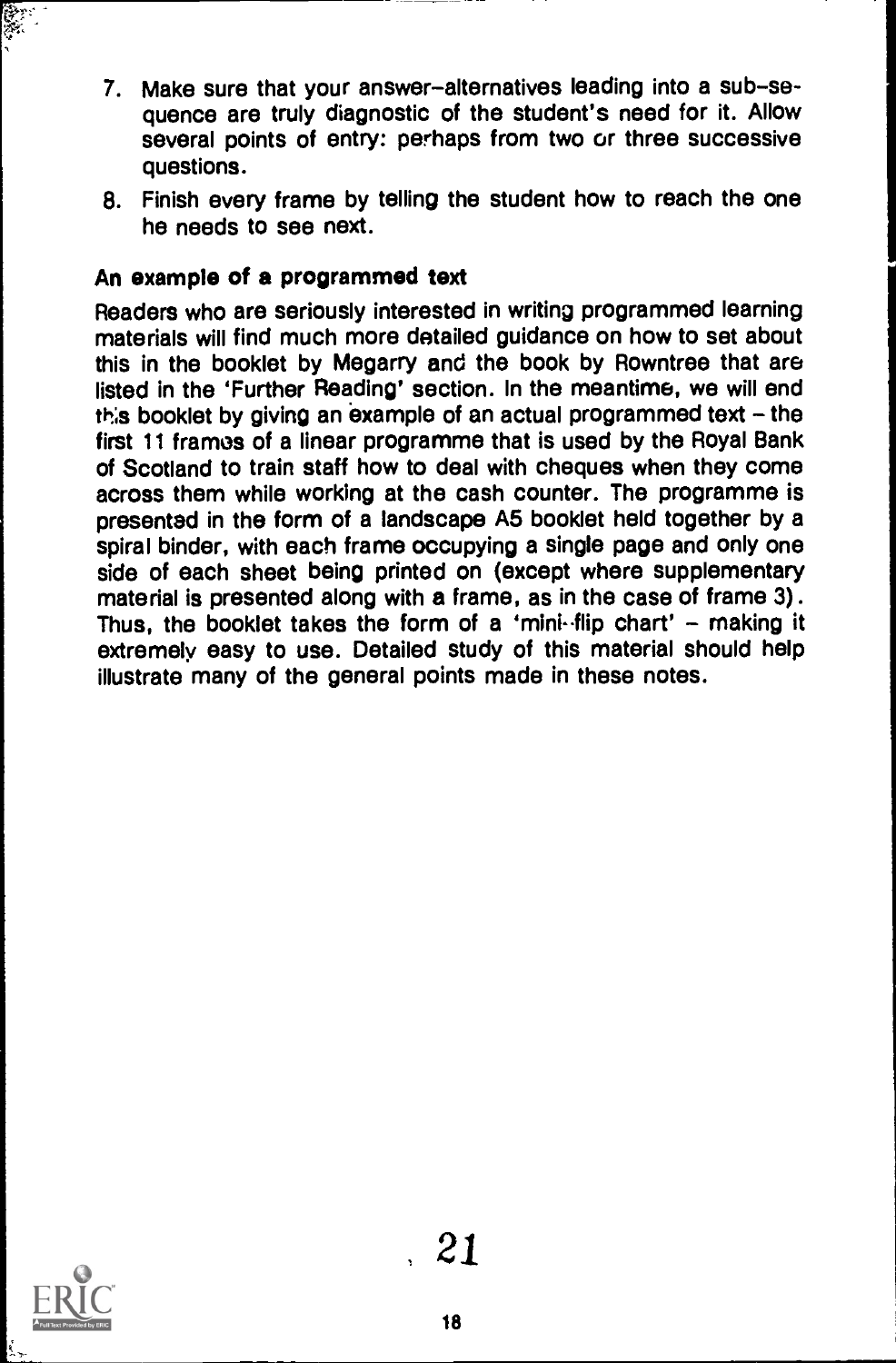7. Make sure that your answer-alternatives leading into a sub-sequence are truly diagnostic of the student's need for it. Allow several points of entry: perhaps from two or three successive questions.
8. Finish every frame by telling the student how to reach the one he needs to see next.

### An example of a programmed text

Readers who are seriously interested in writing programmed learning materials will find much more detailed guidance on how to set about this in the booklet by Megarry and the book by Rowntree that are listed in the 'Further Reading' section. In the meantime, we will end this booklet by giving an example of an actual programmed text – the first 11 frames of a linear programme that is used by the Royal Bank of Scotland to train staff how to deal with cheques when they come across them while working at the cash counter. The programme is presented in the form of a landscape A5 booklet held together by a spiral binder, with each frame occupying a single page and only one side of each sheet being printed on (except where supplementary material is presented along with a frame, as in the case of frame 3). Thus, the booklet takes the form of a 'mini-flip chart' – making it extremely easy to use. Detailed study of this material should help illustrate many of the general points made in these notes.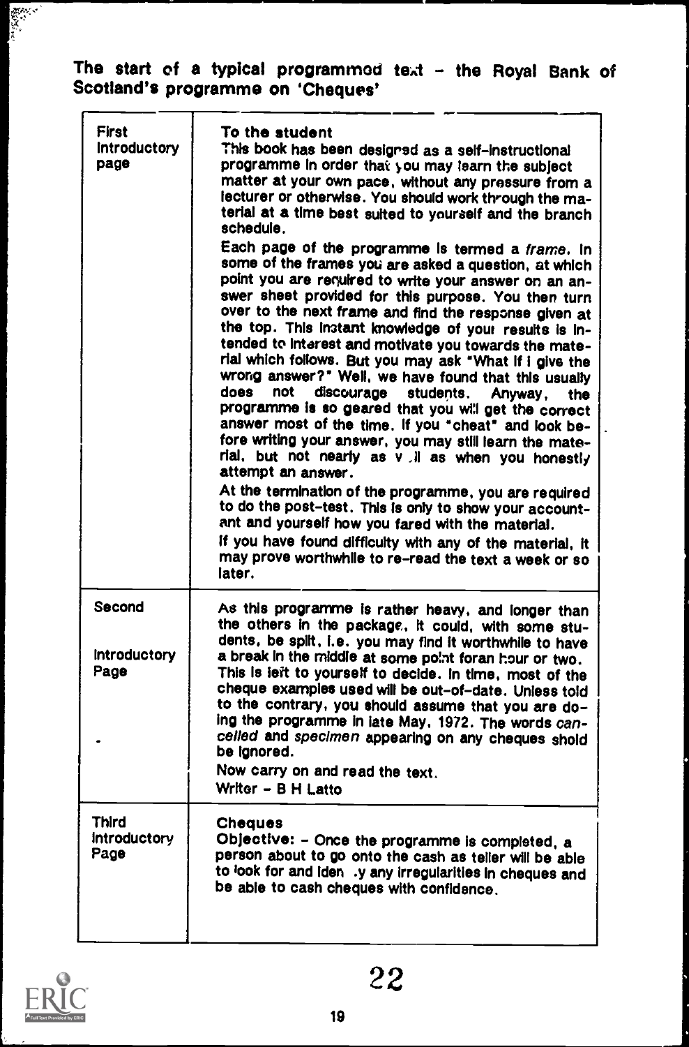**The start of a typical programmed text – the Royal Bank of Scotland's programme on 'Cheques'**

| | |
|---|---|
| First Introductory page | **To the student**<br>This book has been designed as a self-instructional programme in order that you may learn the subject matter at your own pace, without any pressure from a lecturer or otherwise. You should work through the material at a time best suited to yourself and the branch schedule.<br>Each page of the programme is termed a *frame*. In some of the frames you are asked a question, at which point you are required to write your answer on an answer sheet provided for this purpose. You then turn over to the next frame and find the response given at the top. This instant knowledge of your results is intended to interest and motivate you towards the material which follows. But you may ask "What if I give the wrong answer?" Well, we have found that this usually does not discourage students. Anyway, the programme is so geared that you will get the correct answer most of the time. If you "cheat" and look before writing your answer, you may still learn the material, but not nearly as well as when you honestly attempt an answer.<br>At the termination of the programme, you are required to do the post-test. This is only to show your accountant and yourself how you fared with the material.<br>If you have found difficulty with any of the material, it may prove worthwhile to re-read the text a week or so later. |
| Second Introductory Page | As this programme is rather heavy, and longer than the others in the package, it could, with some students, be split, i.e. you may find it worthwhile to have a break in the middle at some point foran hour or two. This is left to yourself to decide. In time, most of the cheque examples used will be out-of-date. Unless told to the contrary, you should assume that you are doing the programme in late May, 1972. The words *cancelled* and *specimen* appearing on any cheques shold be ignored.<br>Now carry on and read the text.<br>Writer – B H Latto |
| Third Introductory Page | **Cheques**<br>**Objective:** – Once the programme is completed, a person about to go onto the cash as teller will be able to look for and identify any irregularities in cheques and be able to cash cheques with confidence. |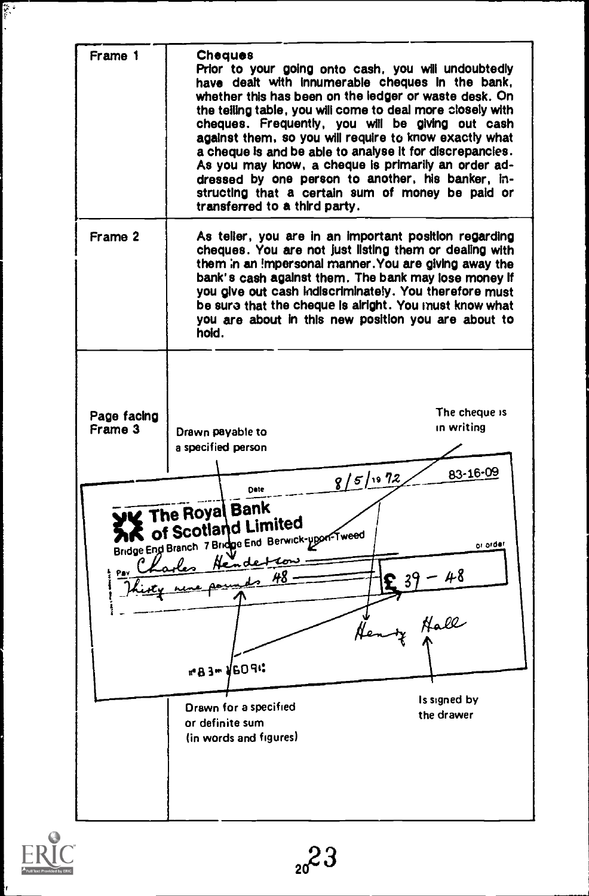| | |
|---|---|
| Frame 1 | **Cheques**<br>Prior to your going onto cash, you will undoubtedly have dealt with innumerable cheques in the bank, whether this has been on the ledger or waste desk. On the telling table, you will come to deal more closely with cheques. Frequently, you will be giving out cash against them, so you will require to know exactly what a cheque is and be able to analyse it for discrepancies. As you may know, a cheque is primarily an order addressed by one person to another, his banker, instructing that a certain sum of money be paid or transferred to a third party. |
| Frame 2 | As teller, you are in an important position regarding cheques. You are not just listing them or dealing with them in an impersonal manner. You are giving away the bank's cash against them. The bank may lose money if you give out cash indiscriminately. You therefore must be sure that the cheque is alright. You must know what you are about in this new position you are about to hold. |
| Page facing Frame 3 | |

Drawn payable to a specified person

The cheque is in writing

Date 8/5/1972 83-16-09

The Royal Bank of Scotland Limited
Bridge End Branch 7 Bridge End Berwick-upon-Tweed

Pay Charles Henderson or order
Thirty nine pounds 48 £ 39 – 48

Henry Hall

83 1609

Drawn for a specified or definite sum (in words and figures)

Is signed by the drawer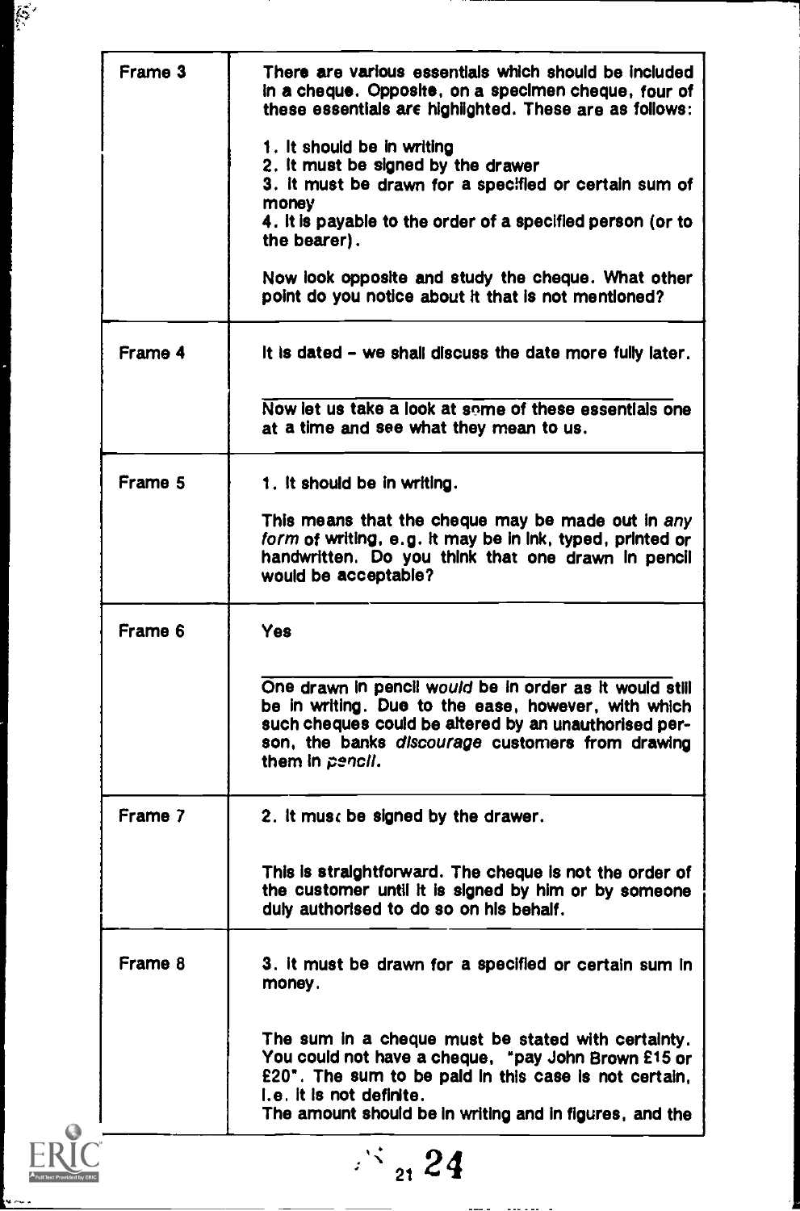| | |
|---|---|
| Frame 3 | There are various essentials which should be included in a cheque. Opposite, on a specimen cheque, four of these essentials are highlighted. These are as follows:<br><br>1. It should be in writing<br>2. It must be signed by the drawer<br>3. It must be drawn for a specified or certain sum of money<br>4. It is payable to the order of a specified person (or to the bearer).<br><br>Now look opposite and study the cheque. What other point do you notice about it that is not mentioned? |
| Frame 4 | It is dated – we shall discuss the date more fully later.<br><br>Now let us take a look at some of these essentials one at a time and see what they mean to us. |
| Frame 5 | 1. It should be in writing.<br><br>This means that the cheque may be made out in *any form* of writing, e.g. it may be in ink, typed, printed or handwritten. Do you think that one drawn in pencil would be acceptable? |
| Frame 6 | Yes<br><br>One drawn in pencil *would* be in order as it would still be in writing. Due to the ease, however, with which such cheques could be altered by an unauthorised person, the banks *discourage* customers from drawing them in *pencil*. |
| Frame 7 | 2. It must be signed by the drawer.<br><br>This is straightforward. The cheque is not the order of the customer until it is signed by him or by someone duly authorised to do so on his behalf. |
| Frame 8 | 3. It must be drawn for a specified or certain sum in money.<br><br>The sum in a cheque must be stated with certainty. You could not have a cheque, "pay John Brown £15 or £20". The sum to be paid in this case is not certain, i.e. it is not definite.<br>The amount should be in writing and in figures, and the |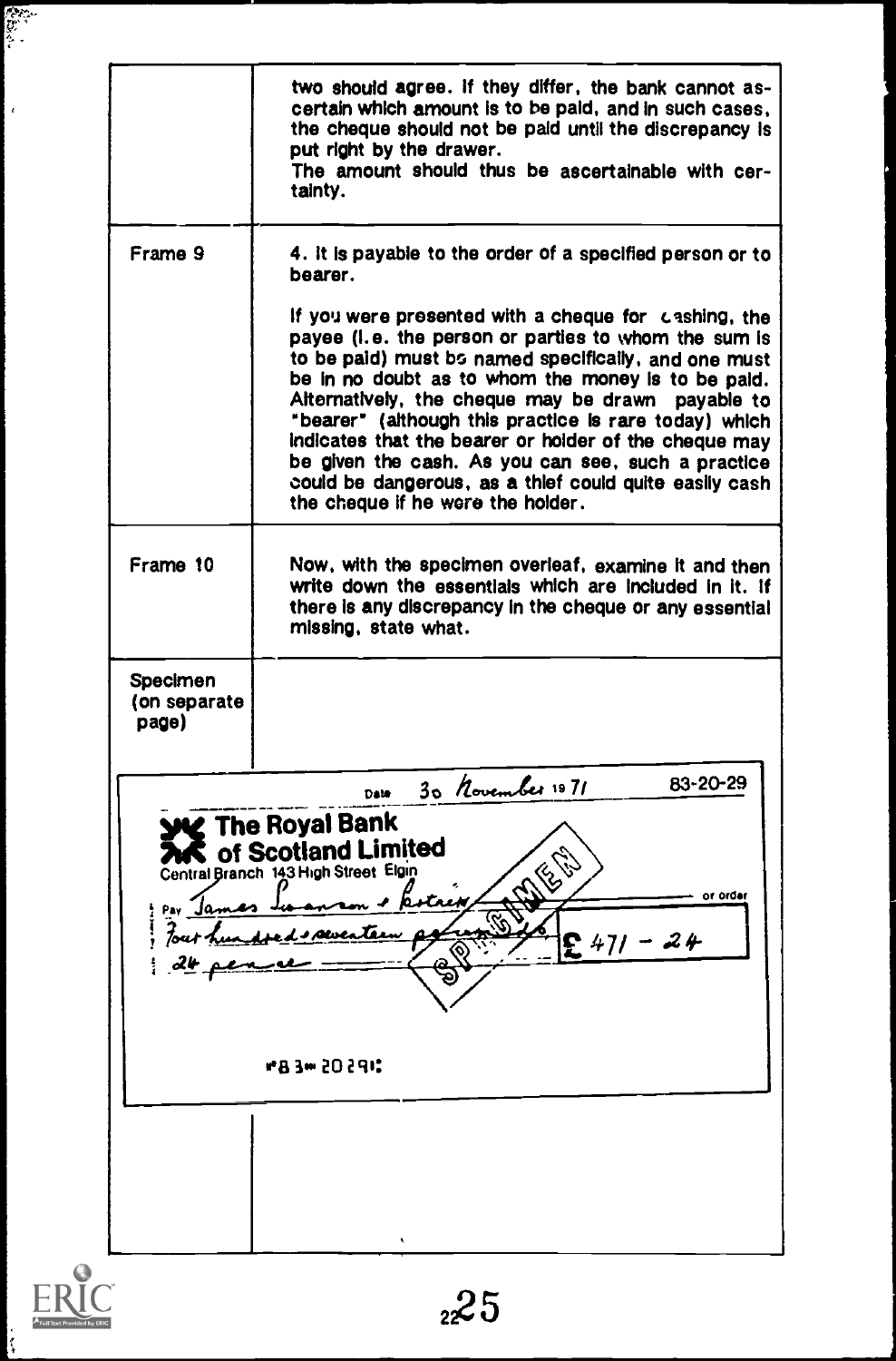| | |
|---|---|
| | two should agree. If they differ, the bank cannot ascertain which amount is to be paid, and in such cases, the cheque should not be paid until the discrepancy is put right by the drawer. The amount should thus be ascertainable with certainty. |
| Frame 9 | 4. It is payable to the order of a specified person or to bearer. If you were presented with a cheque for cashing, the payee (i.e. the person or parties to whom the sum is to be paid) must be named specifically, and one must be in no doubt as to whom the money is to be paid. Alternatively, the cheque may be drawn payable to "bearer" (although this practice is rare today) which indicates that the bearer or holder of the cheque may be given the cash. As you can see, such a practice could be dangerous, as a thief could quite easily cash the cheque if he were the holder. |
| Frame 10 | Now, with the specimen overleaf, examine it and then write down the essentials which are included in it. If there is any discrepancy in the cheque or any essential missing, state what. |
| Specimen (on separate page) | |

Date 30 November 1971 83-20-29

The Royal Bank of Scotland Limited
Central Branch 143 High Street Elgin

Pay James Swanson & Kotren or order

Four hundred & seventeen pounds & 24 pence £ 471 – 24

SPECIMEN

⑈83⑉20291⑆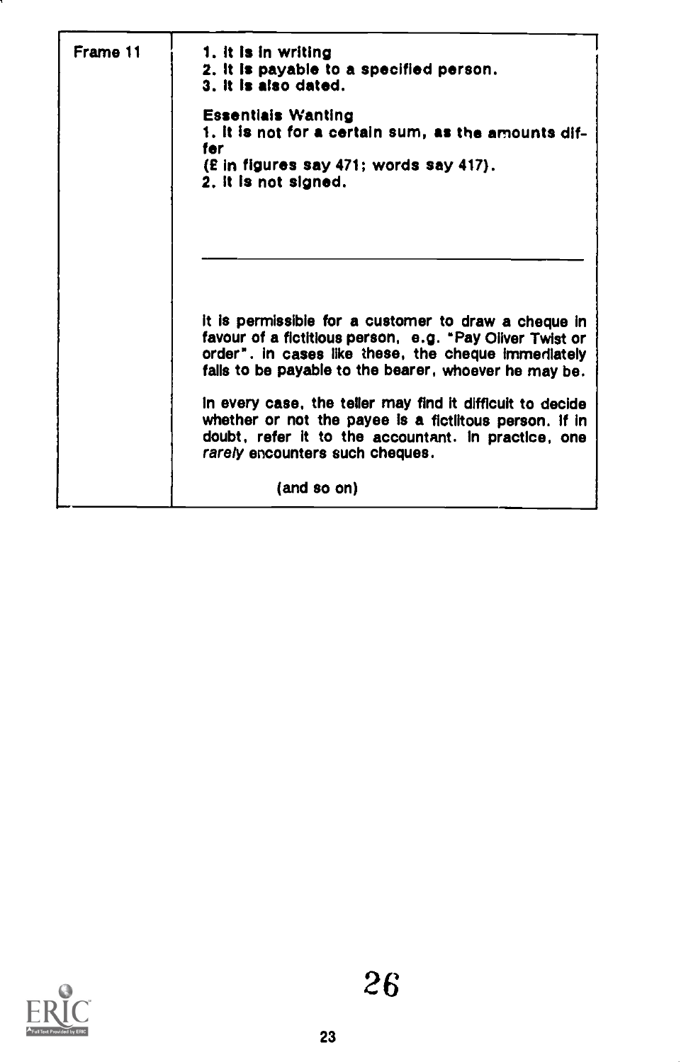| | |
|---|---|
| Frame 11 | **1. It is in writing**<br>**2. It is payable to a specified person.**<br>**3. It is also dated.**<br><br>**Essentials Wanting**<br>**1. It is not for a certain sum, as the amounts differ**<br>**(£ in figures say 471; words say 417).**<br>**2. It is not signed.** |
| | It is permissible for a customer to draw a cheque in favour of a fictitious person, e.g. "Pay Oliver Twist or order". In cases like these, the cheque immediately falls to be payable to the bearer, whoever he may be.<br><br>In every case, the teller may find it difficult to decide whether or not the payee is a fictitous person. If in doubt, refer it to the accountant. In practice, one *rarely* encounters such cheques.<br><br>(and so on) |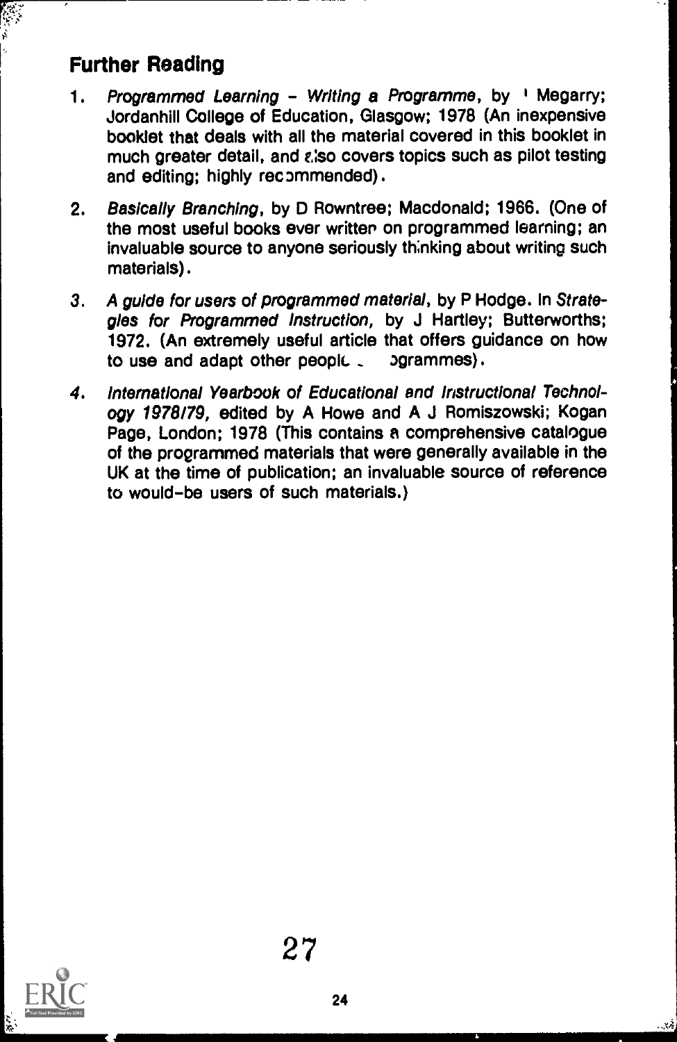## Further Reading

1. *Programmed Learning – Writing a Programme*, by ' Megarry; Jordanhill College of Education, Glasgow; 1978 (An inexpensive booklet that deals with all the material covered in this booklet in much greater detail, and also covers topics such as pilot testing and editing; highly recommended).

2. *Basically Branching*, by D Rowntree; Macdonald; 1966. (One of the most useful books ever written on programmed learning; an invaluable source to anyone seriously thinking about writing such materials).

3. *A guide for users of programmed material*, by P Hodge. In *Strategies for Programmed Instruction*, by J Hartley; Butterworths; 1972. (An extremely useful article that offers guidance on how to use and adapt other people . ogrammes).

4. *International Yearbook of Educational and Instructional Technology 1978/79*, edited by A Howe and A J Romiszowski; Kogan Page, London; 1978 (This contains a comprehensive catalogue of the programmed materials that were generally available in the UK at the time of publication; an invaluable source of reference to would-be users of such materials.)